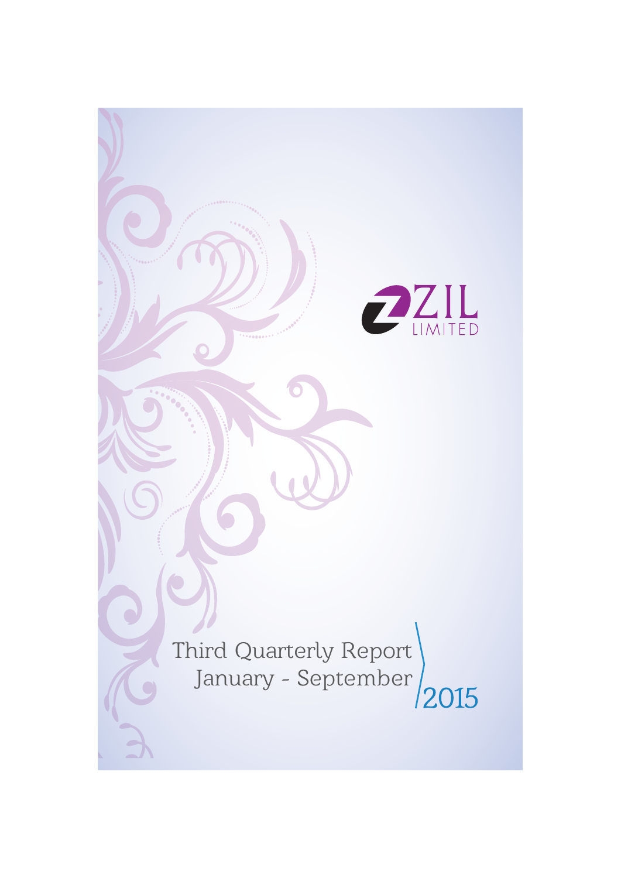ZIL LIMITED

# Third Quarterly Report

January - September 2015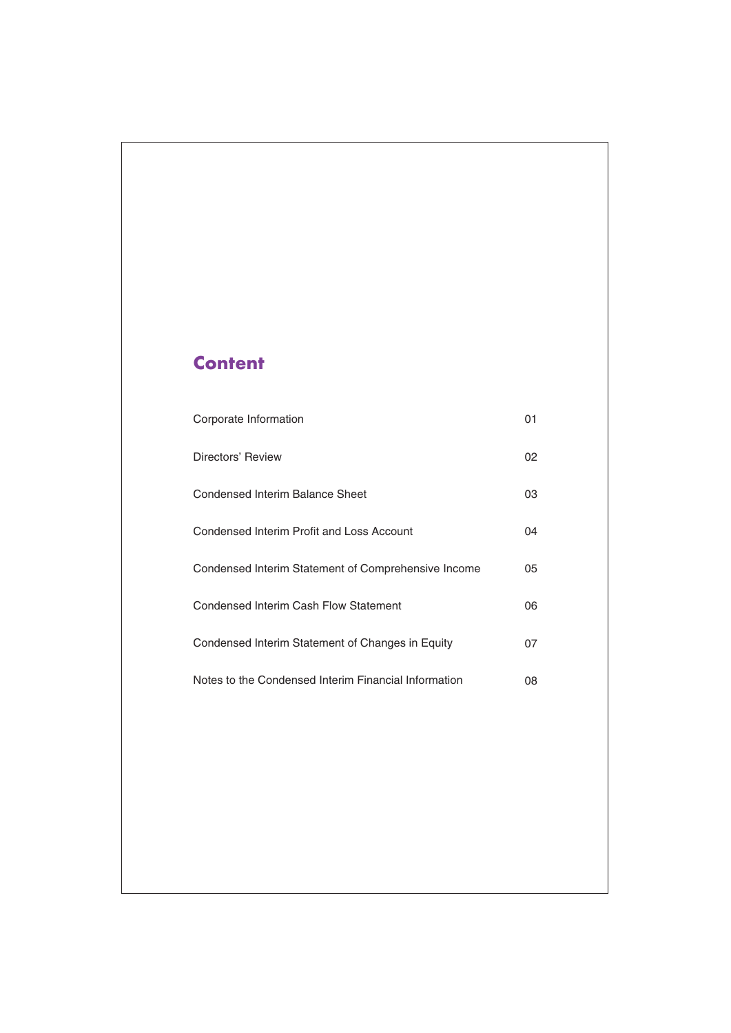# Content

| | |
|---|---|
| Corporate Information | 01 |
| Directors' Review | 02 |
| Condensed Interim Balance Sheet | 03 |
| Condensed Interim Profit and Loss Account | 04 |
| Condensed Interim Statement of Comprehensive Income | 05 |
| Condensed Interim Cash Flow Statement | 06 |
| Condensed Interim Statement of Changes in Equity | 07 |
| Notes to the Condensed Interim Financial Information | 08 |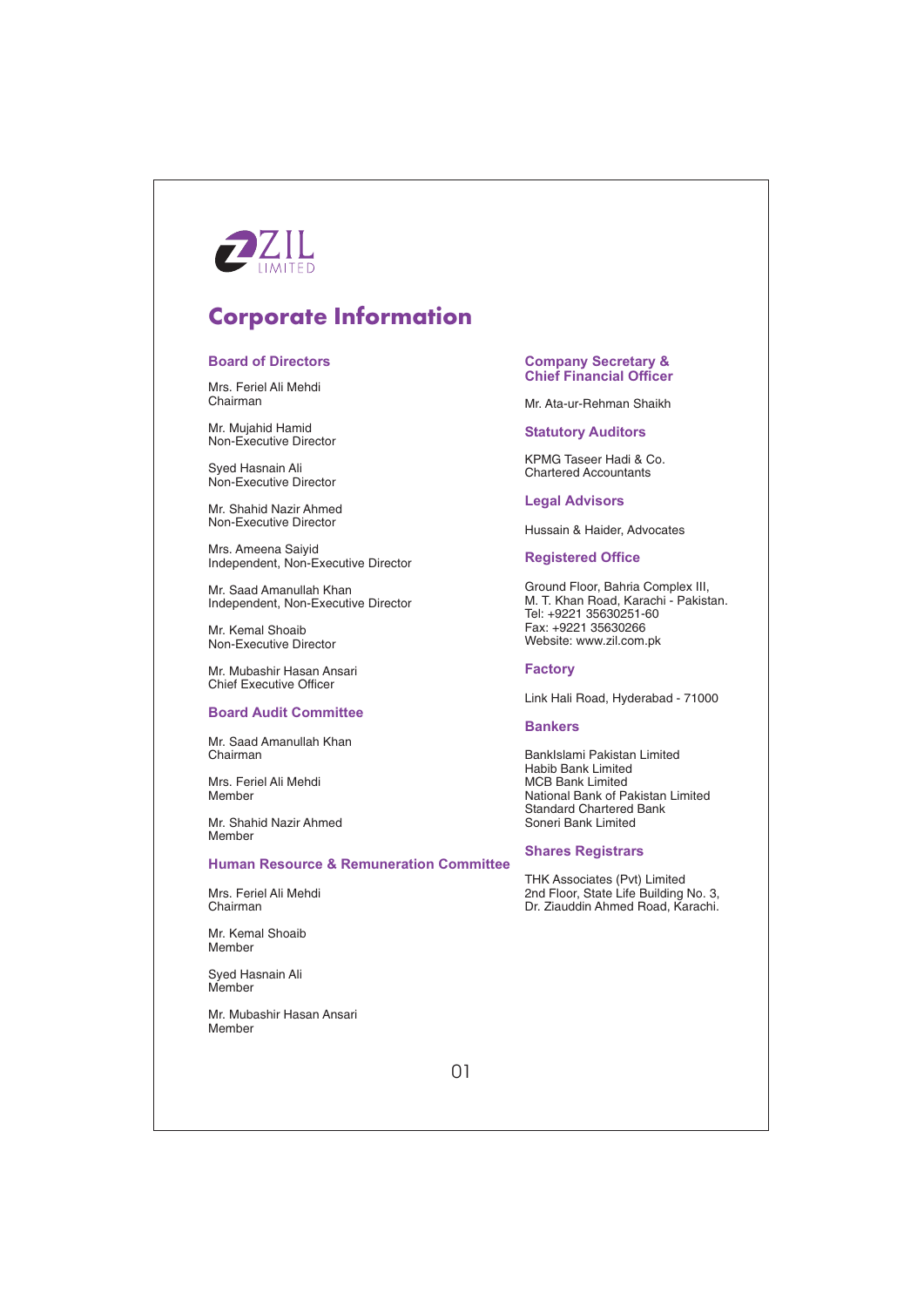ZIL LIMITED

# Corporate Information

## Board of Directors

Mrs. Feriel Ali Mehdi
Chairman

Mr. Mujahid Hamid
Non-Executive Director

Syed Hasnain Ali
Non-Executive Director

Mr. Shahid Nazir Ahmed
Non-Executive Director

Mrs. Ameena Saiyid
Independent, Non-Executive Director

Mr. Saad Amanullah Khan
Independent, Non-Executive Director

Mr. Kemal Shoaib
Non-Executive Director

Mr. Mubashir Hasan Ansari
Chief Executive Officer

## Board Audit Committee

Mr. Saad Amanullah Khan
Chairman

Mrs. Feriel Ali Mehdi
Member

Mr. Shahid Nazir Ahmed
Member

## Human Resource & Remuneration Committee

Mrs. Feriel Ali Mehdi
Chairman

Mr. Kemal Shoaib
Member

Syed Hasnain Ali
Member

Mr. Mubashir Hasan Ansari
Member

## Company Secretary & Chief Financial Officer

Mr. Ata-ur-Rehman Shaikh

## Statutory Auditors

KPMG Taseer Hadi & Co.
Chartered Accountants

## Legal Advisors

Hussain & Haider, Advocates

## Registered Office

Ground Floor, Bahria Complex III,
M. T. Khan Road, Karachi - Pakistan.
Tel: +9221 35630251-60
Fax: +9221 35630266
Website: www.zil.com.pk

## Factory

Link Hali Road, Hyderabad - 71000

## Bankers

BankIslami Pakistan Limited
Habib Bank Limited
MCB Bank Limited
National Bank of Pakistan Limited
Standard Chartered Bank
Soneri Bank Limited

## Shares Registrars

THK Associates (Pvt) Limited
2nd Floor, State Life Building No. 3,
Dr. Ziauddin Ahmed Road, Karachi.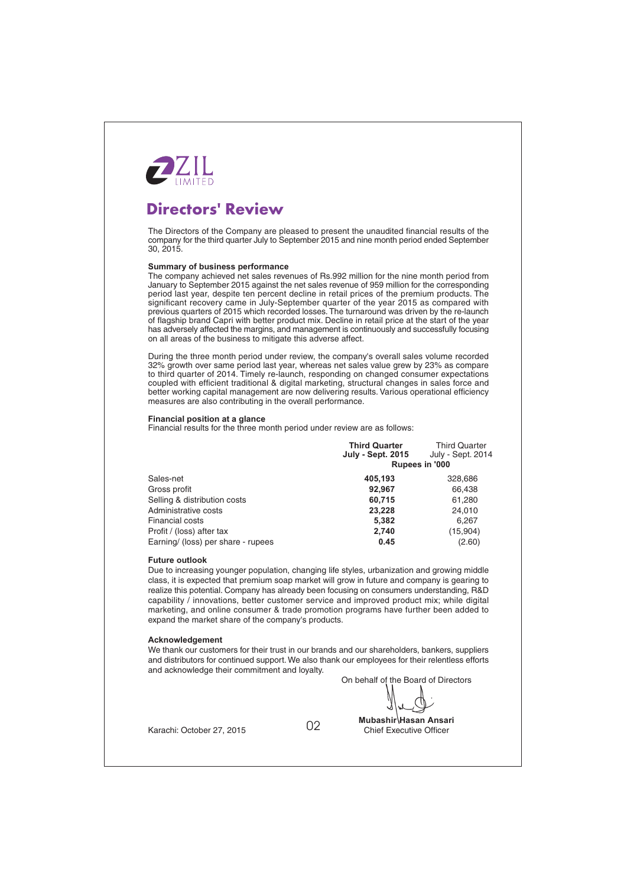ZIL LIMITED

# Directors' Review

The Directors of the Company are pleased to present the unaudited financial results of the company for the third quarter July to September 2015 and nine month period ended September 30, 2015.

**Summary of business performance**

The company achieved net sales revenues of Rs.992 million for the nine month period from January to September 2015 against the net sales revenue of 959 million for the corresponding period last year, despite ten percent decline in retail prices of the premium products. The significant recovery came in July-September quarter of the year 2015 as compared with previous quarters of 2015 which recorded losses. The turnaround was driven by the re-launch of flagship brand Capri with better product mix. Decline in retail price at the start of the year has adversely affected the margins, and management is continuously and successfully focusing on all areas of the business to mitigate this adverse affect.

During the three month period under review, the company's overall sales volume recorded 32% growth over same period last year, whereas net sales value grew by 23% as compare to third quarter of 2014. Timely re-launch, responding on changed consumer expectations coupled with efficient traditional & digital marketing, structural changes in sales force and better working capital management are now delivering results. Various operational efficiency measures are also contributing in the overall performance.

**Financial position at a glance**

Financial results for the three month period under review are as follows:

| | **Third Quarter July - Sept. 2015** | Third Quarter July - Sept. 2014 |
|---|---|---|
| | **Rupees in '000** | |
| Sales-net | **405,193** | 328,686 |
| Gross profit | **92,967** | 66,438 |
| Selling & distribution costs | **60,715** | 61,280 |
| Administrative costs | **23,228** | 24,010 |
| Financial costs | **5,382** | 6,267 |
| Profit / (loss) after tax | **2,740** | (15,904) |
| Earning/ (loss) per share - rupees | **0.45** | (2.60) |

**Future outlook**

Due to increasing younger population, changing life styles, urbanization and growing middle class, it is expected that premium soap market will grow in future and company is gearing to realize this potential. Company has already been focusing on consumers understanding, R&D capability / innovations, better customer service and improved product mix; while digital marketing, and online consumer & trade promotion programs have further been added to expand the market share of the company's products.

**Acknowledgement**

We thank our customers for their trust in our brands and our shareholders, bankers, suppliers and distributors for continued support. We also thank our employees for their relentless efforts and acknowledge their commitment and loyalty.

On behalf of the Board of Directors

**Mubashir Hasan Ansari**
Chief Executive Officer

Karachi: October 27, 2015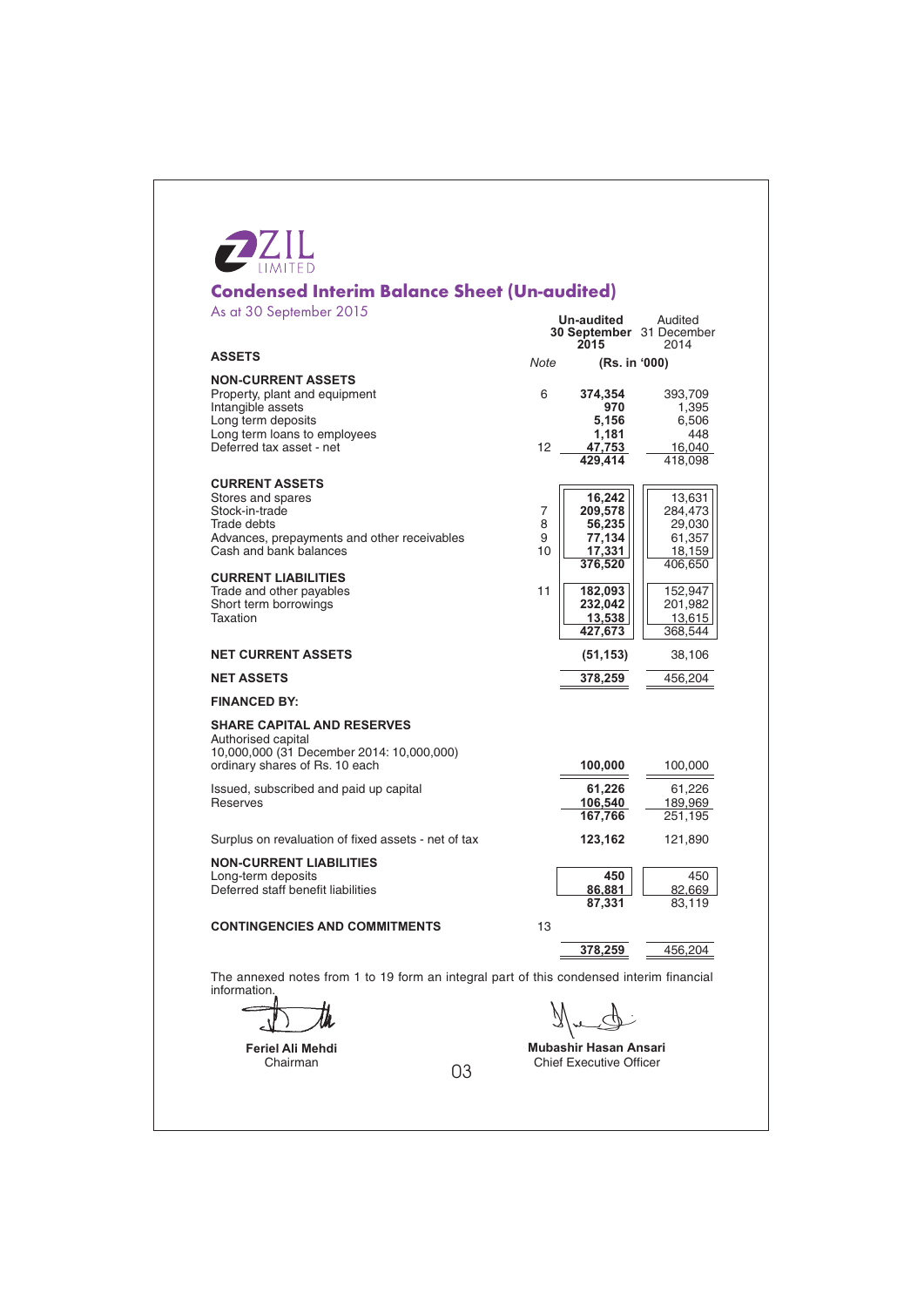ZIL LIMITED

# Condensed Interim Balance Sheet (Un-audited)

As at 30 September 2015

| | Note | Un-audited 30 September 2015 | Audited 31 December 2014 |
|---|---|---|---|
| **ASSETS** | | (Rs. in '000) | |
| **NON-CURRENT ASSETS** | | | |
| Property, plant and equipment | 6 | **374,354** | 393,709 |
| Intangible assets | | **970** | 1,395 |
| Long term deposits | | **5,156** | 6,506 |
| Long term loans to employees | | **1,181** | 448 |
| Deferred tax asset - net | 12 | **47,753** | 16,040 |
| | | **429,414** | 418,098 |
| **CURRENT ASSETS** | | | |
| Stores and spares | | **16,242** | 13,631 |
| Stock-in-trade | 7 | **209,578** | 284,473 |
| Trade debts | 8 | **56,235** | 29,030 |
| Advances, prepayments and other receivables | 9 | **77,134** | 61,357 |
| Cash and bank balances | 10 | **17,331** | 18,159 |
| | | **376,520** | 406,650 |
| **CURRENT LIABILITIES** | | | |
| Trade and other payables | 11 | **182,093** | 152,947 |
| Short term borrowings | | **232,042** | 201,982 |
| Taxation | | **13,538** | 13,615 |
| | | **427,673** | 368,544 |
| **NET CURRENT ASSETS** | | **(51,153)** | 38,106 |
| **NET ASSETS** | | **378,259** | 456,204 |
| **FINANCED BY:** | | | |
| **SHARE CAPITAL AND RESERVES** | | | |
| Authorised capital<br>10,000,000 (31 December 2014: 10,000,000)<br>ordinary shares of Rs. 10 each | | **100,000** | 100,000 |
| Issued, subscribed and paid up capital | | **61,226** | 61,226 |
| Reserves | | **106,540** | 189,969 |
| | | **167,766** | 251,195 |
| Surplus on revaluation of fixed assets - net of tax | | **123,162** | 121,890 |
| **NON-CURRENT LIABILITIES** | | | |
| Long-term deposits | | **450** | 450 |
| Deferred staff benefit liabilities | | **86,881** | 82,669 |
| | | **87,331** | 83,119 |
| **CONTINGENCIES AND COMMITMENTS** | 13 | | |
| | | **378,259** | 456,204 |

The annexed notes from 1 to 19 form an integral part of this condensed interim financial information.

**Feriel Ali Mehdi**
Chairman

**Mubashir Hasan Ansari**
Chief Executive Officer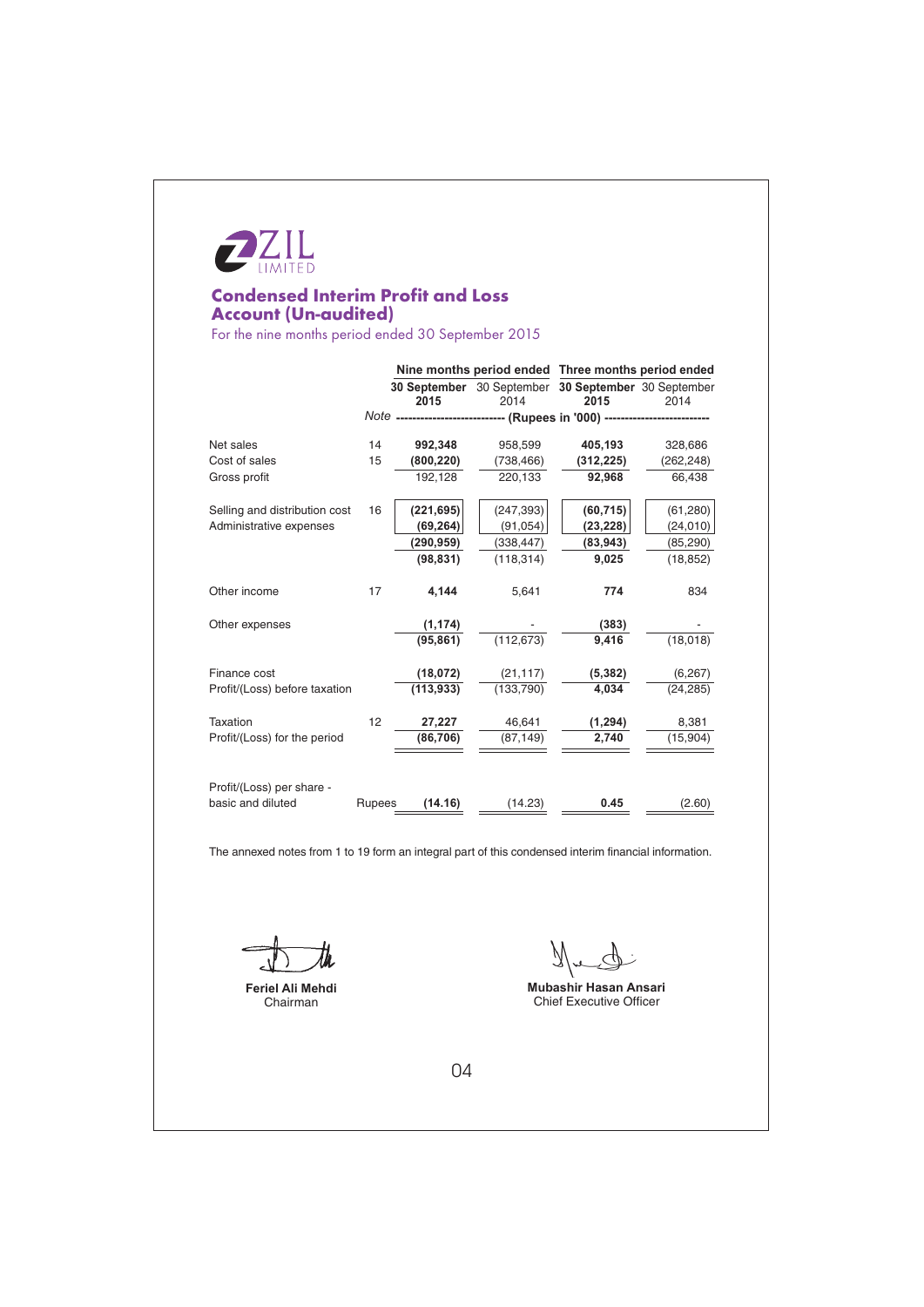ZIL LIMITED

# Condensed Interim Profit and Loss Account (Un-audited)

For the nine months period ended 30 September 2015

| | Note | Nine months period ended | | Three months period ended | |
|---|---|---|---|---|---|
| | | **30 September 2015** | 30 September 2014 | **30 September 2015** | 30 September 2014 |
| | | (Rupees in '000) | | | |
| Net sales | 14 | **992,348** | 958,599 | **405,193** | 328,686 |
| Cost of sales | 15 | **(800,220)** | (738,466) | **(312,225)** | (262,248) |
| Gross profit | | 192,128 | 220,133 | **92,968** | 66,438 |
| Selling and distribution cost | 16 | **(221,695)** | (247,393) | **(60,715)** | (61,280) |
| Administrative expenses | | **(69,264)** | (91,054) | **(23,228)** | (24,010) |
| | | **(290,959)** | (338,447) | **(83,943)** | (85,290) |
| | | **(98,831)** | (118,314) | **9,025** | (18,852) |
| Other income | 17 | **4,144** | 5,641 | **774** | 834 |
| Other expenses | | **(1,174)** | - | **(383)** | - |
| | | **(95,861)** | (112,673) | **9,416** | (18,018) |
| Finance cost | | **(18,072)** | (21,117) | **(5,382)** | (6,267) |
| Profit/(Loss) before taxation | | **(113,933)** | (133,790) | **4,034** | (24,285) |
| Taxation | 12 | **27,227** | 46,641 | **(1,294)** | 8,381 |
| Profit/(Loss) for the period | | **(86,706)** | (87,149) | **2,740** | (15,904) |
| Profit/(Loss) per share - basic and diluted | Rupees | **(14.16)** | (14.23) | **0.45** | (2.60) |

The annexed notes from 1 to 19 form an integral part of this condensed interim financial information.

**Feriel Ali Mehdi**
Chairman

**Mubashir Hasan Ansari**
Chief Executive Officer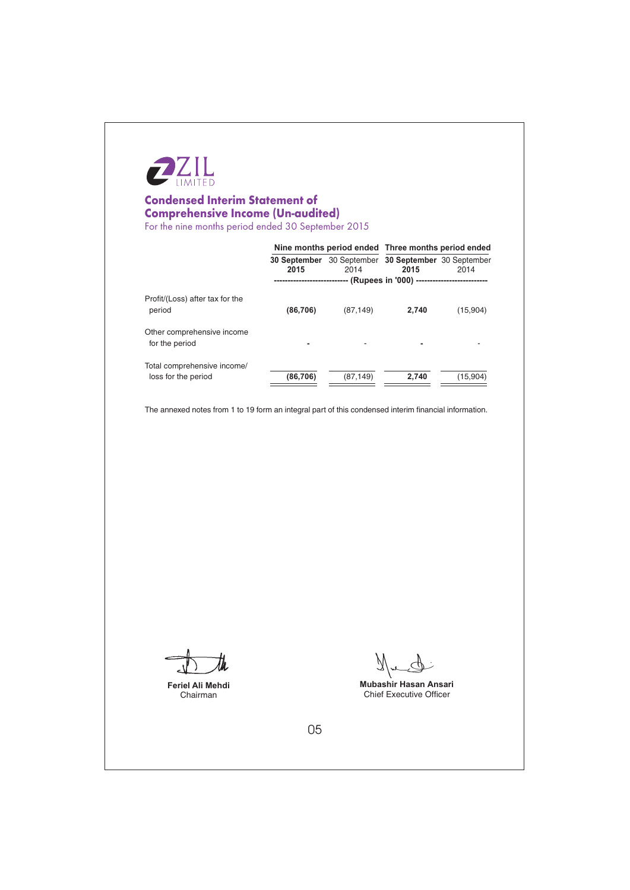ZIL LIMITED

# Condensed Interim Statement of Comprehensive Income (Un-audited)

For the nine months period ended 30 September 2015

| | Nine months period ended | | Three months period ended | |
|---|---|---|---|---|
| | **30 September 2015** | 30 September 2014 | **30 September 2015** | 30 September 2014 |
| | (Rupees in '000) | | | |
| Profit/(Loss) after tax for the period | **(86,706)** | (87,149) | **2,740** | (15,904) |
| Other comprehensive income for the period | **-** | - | **-** | - |
| Total comprehensive income/ loss for the period | **(86,706)** | (87,149) | **2,740** | (15,904) |

The annexed notes from 1 to 19 form an integral part of this condensed interim financial information.

**Feriel Ali Mehdi**
Chairman

**Mubashir Hasan Ansari**
Chief Executive Officer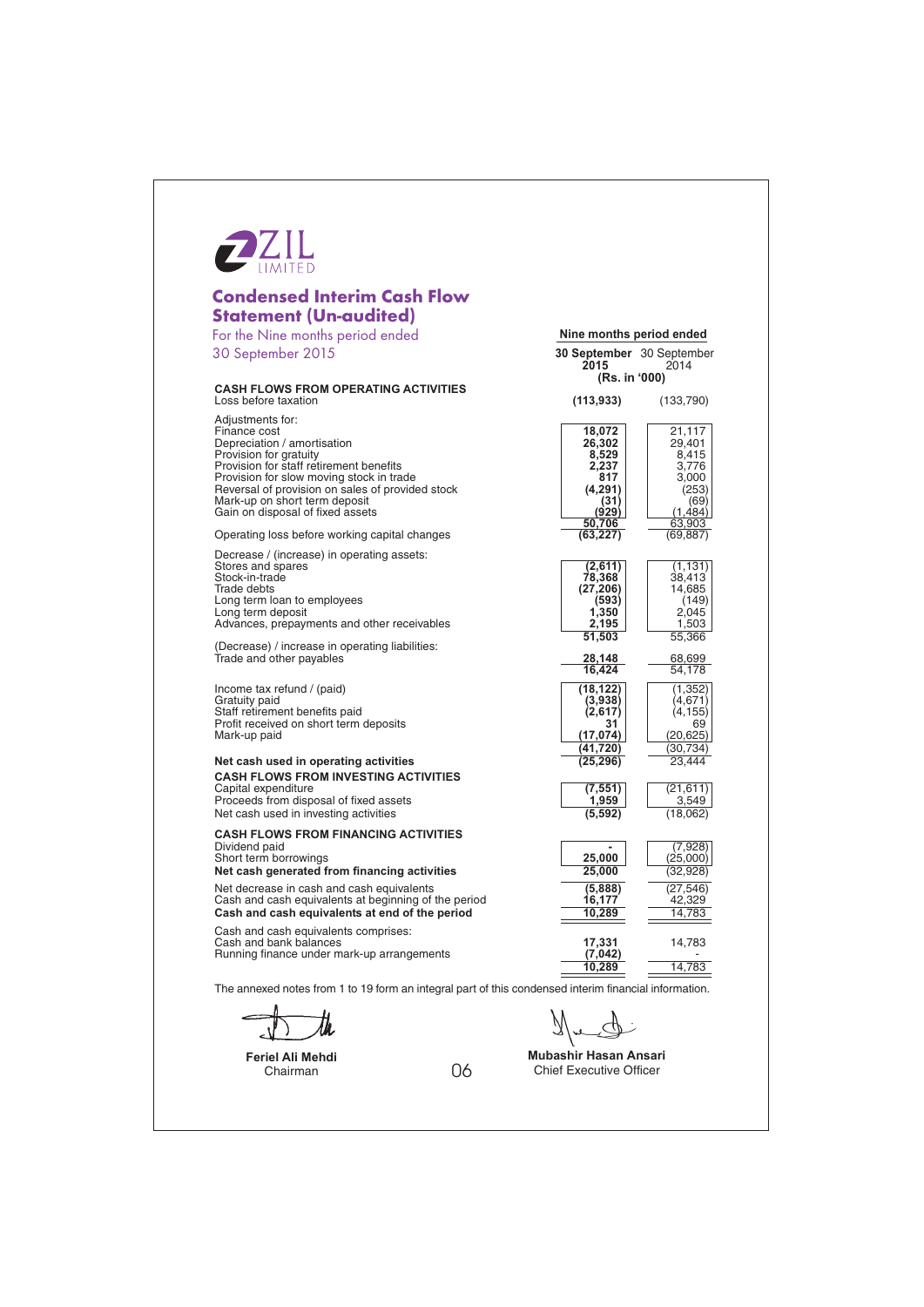ZIL LIMITED

# Condensed Interim Cash Flow Statement (Un-audited)

For the Nine months period ended 30 September 2015

| | Nine months period ended | |
|---|---|---|
| | **30 September 2015** | 30 September 2014 |
| | (Rs. in '000) | |
| **CASH FLOWS FROM OPERATING ACTIVITIES** | | |
| Loss before taxation | **(113,933)** | (133,790) |
| Adjustments for: | | |
| Finance cost | **18,072** | 21,117 |
| Depreciation / amortisation | **26,302** | 29,401 |
| Provision for gratuity | **8,529** | 8,415 |
| Provision for staff retirement benefits | **2,237** | 3,776 |
| Provision for slow moving stock in trade | **817** | 3,000 |
| Reversal of provision on sales of provided stock | **(4,291)** | (253) |
| Mark-up on short term deposit | **(31)** | (69) |
| Gain on disposal of fixed assets | **(929)** | (1,484) |
| | **50,706** | 63,903 |
| Operating loss before working capital changes | **(63,227)** | (69,887) |
| Decrease / (increase) in operating assets: | | |
| Stores and spares | **(2,611)** | (1,131) |
| Stock-in-trade | **78,368** | 38,413 |
| Trade debts | **(27,206)** | 14,685 |
| Long term loan to employees | **(593)** | (149) |
| Long term deposit | **1,350** | 2,045 |
| Advances, prepayments and other receivables | **2,195** | 1,503 |
| | **51,503** | 55,366 |
| (Decrease) / increase in operating liabilities: | | |
| Trade and other payables | **28,148** | 68,699 |
| | **16,424** | 54,178 |
| Income tax refund / (paid) | **(18,122)** | (1,352) |
| Gratuity paid | **(3,938)** | (4,671) |
| Staff retirement benefits paid | **(2,617)** | (4,155) |
| Profit received on short term deposits | **31** | 69 |
| Mark-up paid | **(17,074)** | (20,625) |
| | **(41,720)** | (30,734) |
| **Net cash used in operating activities** | **(25,296)** | 23,444 |
| **CASH FLOWS FROM INVESTING ACTIVITIES** | | |
| Capital expenditure | **(7,551)** | (21,611) |
| Proceeds from disposal of fixed assets | **1,959** | 3,549 |
| Net cash used in investing activities | **(5,592)** | (18,062) |
| **CASH FLOWS FROM FINANCING ACTIVITIES** | | |
| Dividend paid | **-** | (7,928) |
| Short term borrowings | **25,000** | (25,000) |
| **Net cash generated from financing activities** | **25,000** | (32,928) |
| Net decrease in cash and cash equivalents | **(5,888)** | (27,546) |
| Cash and cash equivalents at beginning of the period | **16,177** | 42,329 |
| **Cash and cash equivalents at end of the period** | **10,289** | 14,783 |
| Cash and cash equivalents comprises: | | |
| Cash and bank balances | **17,331** | 14,783 |
| Running finance under mark-up arrangements | **(7,042)** | - |
| | **10,289** | 14,783 |

The annexed notes from 1 to 19 form an integral part of this condensed interim financial information.

**Feriel Ali Mehdi**
Chairman

**Mubashir Hasan Ansari**
Chief Executive Officer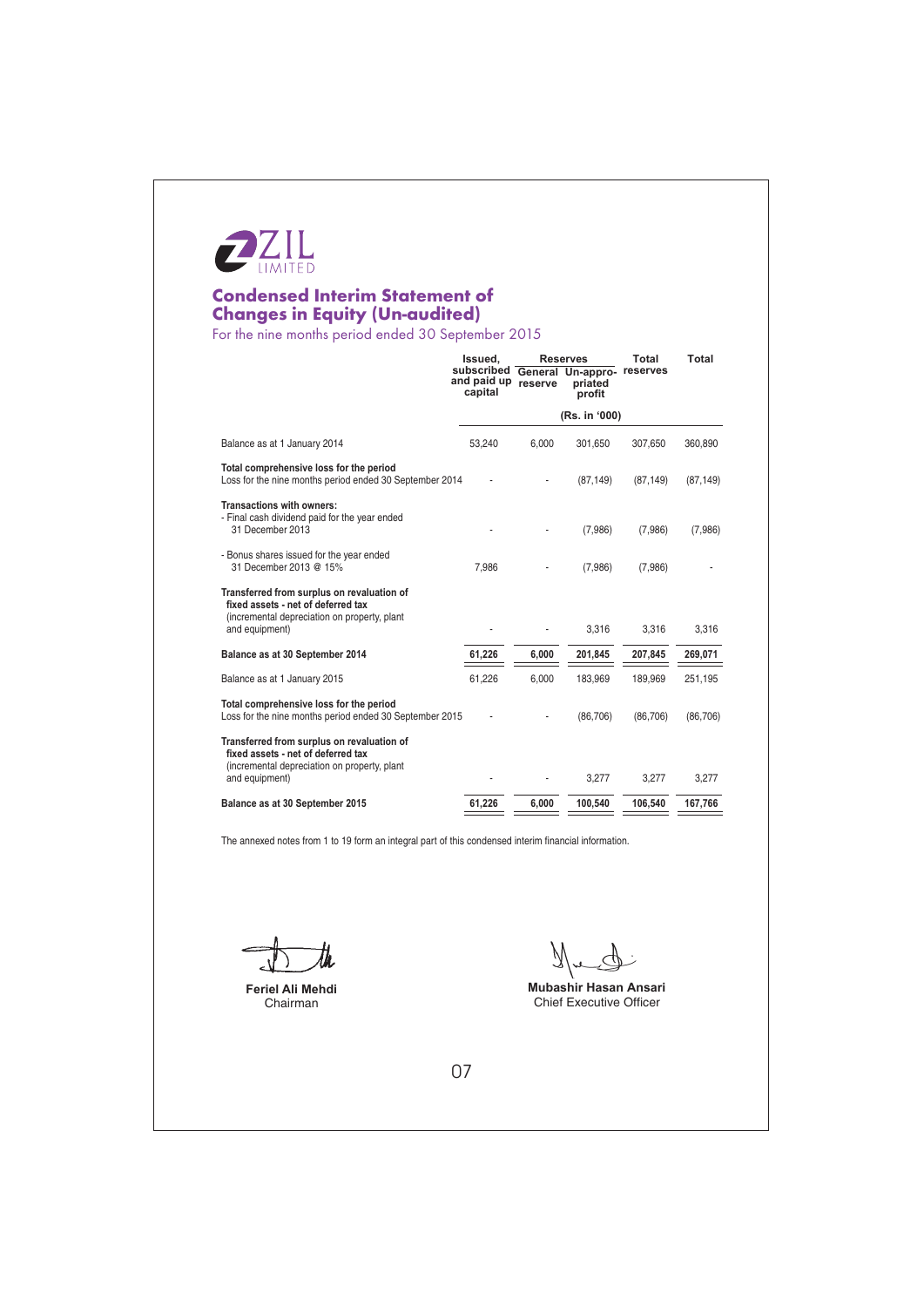ZIL LIMITED

# Condensed Interim Statement of Changes in Equity (Un-audited)

For the nine months period ended 30 September 2015

| | Issued, subscribed and paid up capital | Reserves | | Total reserves | Total |
|---|---|---|---|---|---|
| | | General reserve | Un-appro-priated profit | | |
| | (Rs. in '000) | | | | |
| Balance as at 1 January 2014 | 53,240 | 6,000 | 301,650 | 307,650 | 360,890 |
| **Total comprehensive loss for the period** | | | | | |
| Loss for the nine months period ended 30 September 2014 | - | - | (87,149) | (87,149) | (87,149) |
| **Transactions with owners:** | | | | | |
| - Final cash dividend paid for the year ended 31 December 2013 | - | - | (7,986) | (7,986) | (7,986) |
| - Bonus shares issued for the year ended 31 December 2013 @ 15% | 7,986 | - | (7,986) | (7,986) | - |
| **Transferred from surplus on revaluation of fixed assets - net of deferred tax** (incremental depreciation on property, plant and equipment) | - | - | 3,316 | 3,316 | 3,316 |
| **Balance as at 30 September 2014** | **61,226** | **6,000** | **201,845** | **207,845** | **269,071** |
| Balance as at 1 January 2015 | 61,226 | 6,000 | 183,969 | 189,969 | 251,195 |
| **Total comprehensive loss for the period** | | | | | |
| Loss for the nine months period ended 30 September 2015 | - | - | (86,706) | (86,706) | (86,706) |
| **Transferred from surplus on revaluation of fixed assets - net of deferred tax** (incremental depreciation on property, plant and equipment) | - | - | 3,277 | 3,277 | 3,277 |
| **Balance as at 30 September 2015** | **61,226** | **6,000** | **100,540** | **106,540** | **167,766** |

The annexed notes from 1 to 19 form an integral part of this condensed interim financial information.

**Feriel Ali Mehdi**
Chairman

**Mubashir Hasan Ansari**
Chief Executive Officer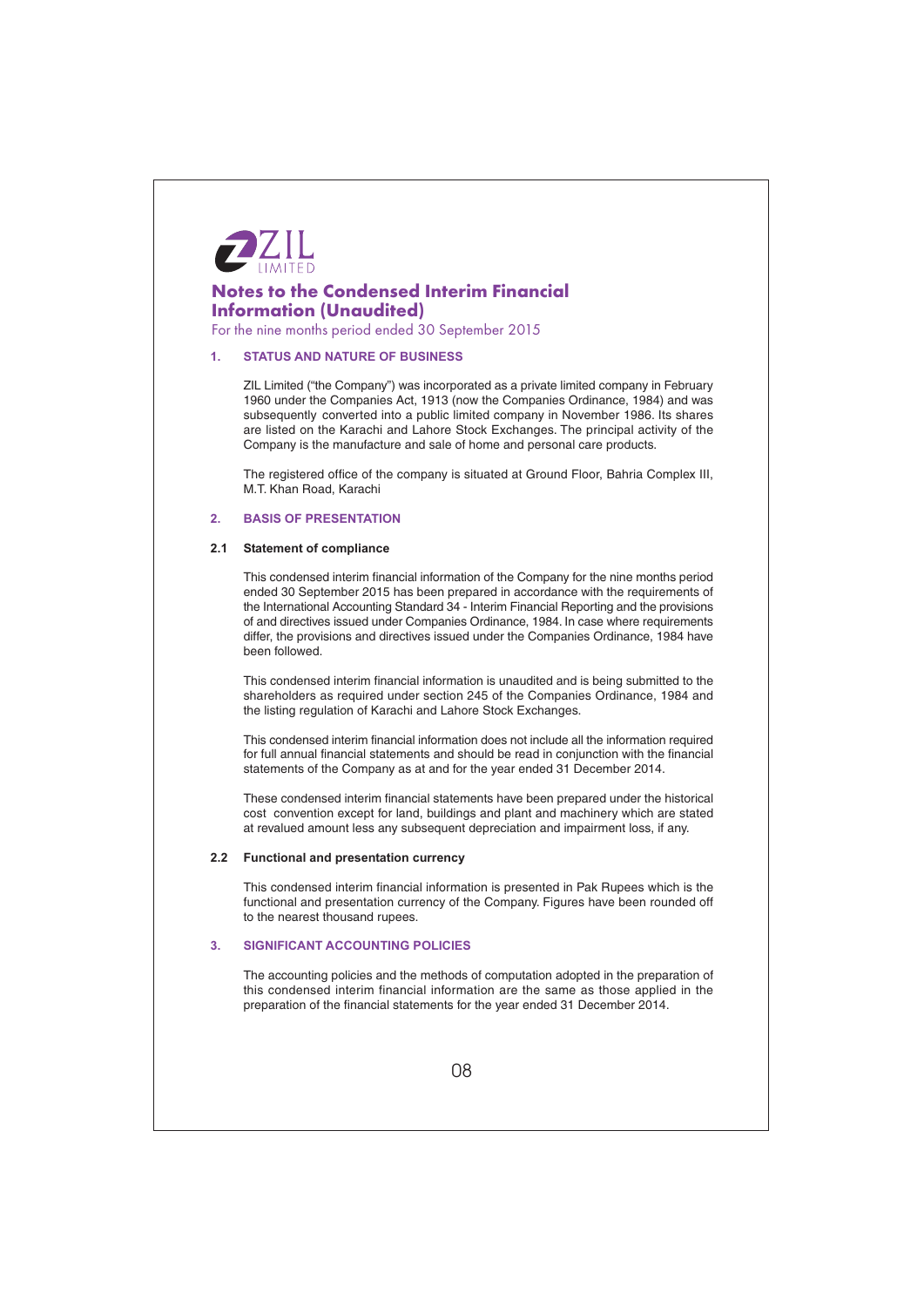# Notes to the Condensed Interim Financial Information (Unaudited)

For the nine months period ended 30 September 2015

## 1. STATUS AND NATURE OF BUSINESS

ZIL Limited ("the Company") was incorporated as a private limited company in February 1960 under the Companies Act, 1913 (now the Companies Ordinance, 1984) and was subsequently converted into a public limited company in November 1986. Its shares are listed on the Karachi and Lahore Stock Exchanges. The principal activity of the Company is the manufacture and sale of home and personal care products.

The registered office of the company is situated at Ground Floor, Bahria Complex III, M.T. Khan Road, Karachi

## 2. BASIS OF PRESENTATION

### 2.1 Statement of compliance

This condensed interim financial information of the Company for the nine months period ended 30 September 2015 has been prepared in accordance with the requirements of the International Accounting Standard 34 - Interim Financial Reporting and the provisions of and directives issued under Companies Ordinance, 1984. In case where requirements differ, the provisions and directives issued under the Companies Ordinance, 1984 have been followed.

This condensed interim financial information is unaudited and is being submitted to the shareholders as required under section 245 of the Companies Ordinance, 1984 and the listing regulation of Karachi and Lahore Stock Exchanges.

This condensed interim financial information does not include all the information required for full annual financial statements and should be read in conjunction with the financial statements of the Company as at and for the year ended 31 December 2014.

These condensed interim financial statements have been prepared under the historical cost convention except for land, buildings and plant and machinery which are stated at revalued amount less any subsequent depreciation and impairment loss, if any.

### 2.2 Functional and presentation currency

This condensed interim financial information is presented in Pak Rupees which is the functional and presentation currency of the Company. Figures have been rounded off to the nearest thousand rupees.

## 3. SIGNIFICANT ACCOUNTING POLICIES

The accounting policies and the methods of computation adopted in the preparation of this condensed interim financial information are the same as those applied in the preparation of the financial statements for the year ended 31 December 2014.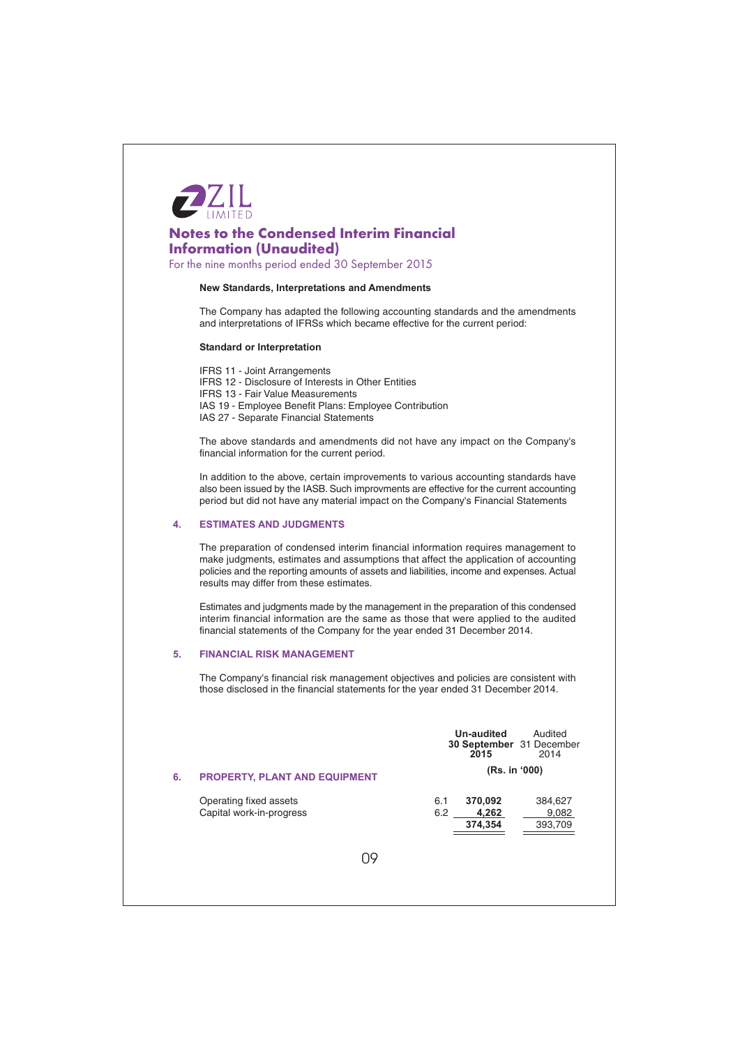ZIL LIMITED

# Notes to the Condensed Interim Financial Information (Unaudited)

For the nine months period ended 30 September 2015

**New Standards, Interpretations and Amendments**

The Company has adapted the following accounting standards and the amendments and interpretations of IFRSs which became effective for the current period:

**Standard or Interpretation**

IFRS 11 - Joint Arrangements
IFRS 12 - Disclosure of Interests in Other Entities
IFRS 13 - Fair Value Measurements
IAS 19 - Employee Benefit Plans: Employee Contribution
IAS 27 - Separate Financial Statements

The above standards and amendments did not have any impact on the Company's financial information for the current period.

In addition to the above, certain improvements to various accounting standards have also been issued by the IASB. Such improvments are effective for the current accounting period but did not have any material impact on the Company's Financial Statements

## 4. ESTIMATES AND JUDGMENTS

The preparation of condensed interim financial information requires management to make judgments, estimates and assumptions that affect the application of accounting policies and the reporting amounts of assets and liabilities, income and expenses. Actual results may differ from these estimates.

Estimates and judgments made by the management in the preparation of this condensed interim financial information are the same as those that were applied to the audited financial statements of the Company for the year ended 31 December 2014.

## 5. FINANCIAL RISK MANAGEMENT

The Company's financial risk management objectives and policies are consistent with those disclosed in the financial statements for the year ended 31 December 2014.

## 6. PROPERTY, PLANT AND EQUIPMENT

| | | Un-audited 30 September 2015 | Audited 31 December 2014 |
|---|---|---|---|
| | | (Rs. in '000) | |
| Operating fixed assets | 6.1 | **370,092** | 384,627 |
| Capital work-in-progress | 6.2 | **4,262** | 9,082 |
| | | **374,354** | 393,709 |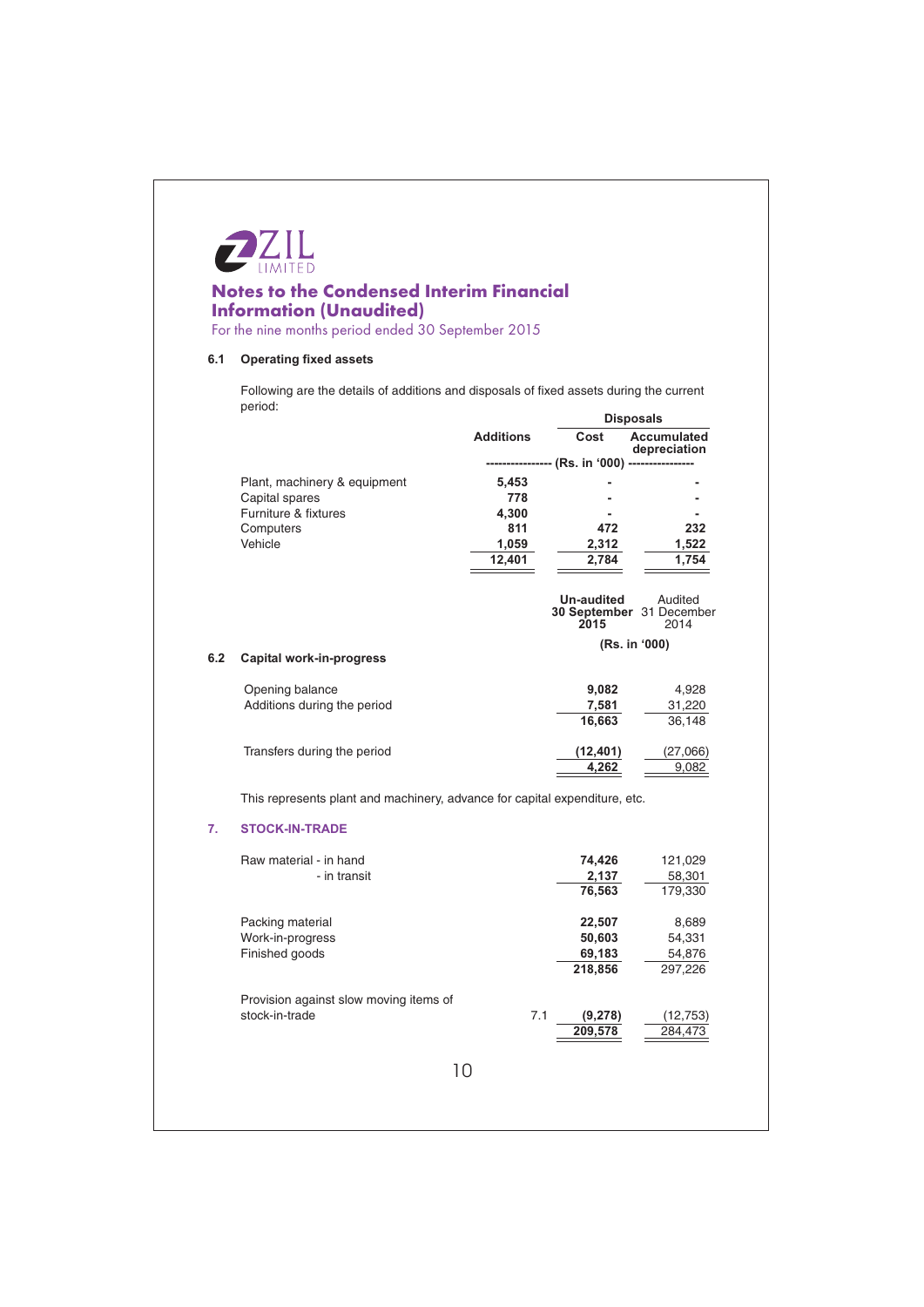# Notes to the Condensed Interim Financial Information (Unaudited)

For the nine months period ended 30 September 2015

### 6.1 Operating fixed assets

Following are the details of additions and disposals of fixed assets during the current period:

| | Additions | Disposals | |
|---|---|---|---|
| | | Cost | Accumulated depreciation |
| | (Rs. in '000) | | |
| Plant, machinery & equipment | 5,453 | - | - |
| Capital spares | 778 | - | - |
| Furniture & fixtures | 4,300 | - | - |
| Computers | 811 | 472 | 232 |
| Vehicle | 1,059 | 2,312 | 1,522 |
| | **12,401** | **2,784** | **1,754** |

### 6.2 Capital work-in-progress

| | Un-audited 30 September 2015 | Audited 31 December 2014 |
|---|---|---|
| | (Rs. in '000) | |
| Opening balance | 9,082 | 4,928 |
| Additions during the period | 7,581 | 31,220 |
| | **16,663** | 36,148 |
| Transfers during the period | (12,401) | (27,066) |
| | **4,262** | 9,082 |

This represents plant and machinery, advance for capital expenditure, etc.

## 7. STOCK-IN-TRADE

| | Note | Un-audited 30 September 2015 | Audited 31 December 2014 |
|---|---|---|---|
| Raw material - in hand | | 74,426 | 121,029 |
| - in transit | | 2,137 | 58,301 |
| | | **76,563** | 179,330 |
| Packing material | | 22,507 | 8,689 |
| Work-in-progress | | 50,603 | 54,331 |
| Finished goods | | 69,183 | 54,876 |
| | | **218,856** | 297,226 |
| Provision against slow moving items of stock-in-trade | 7.1 | (9,278) | (12,753) |
| | | **209,578** | 284,473 |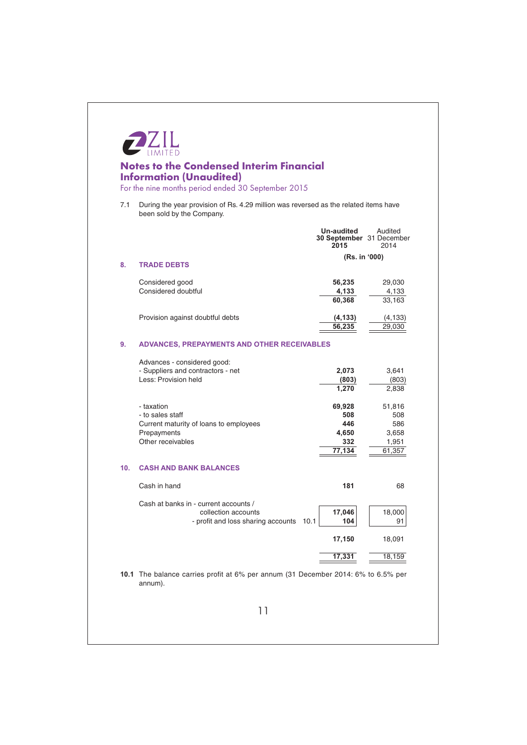ZIL LIMITED

## Notes to the Condensed Interim Financial Information (Unaudited)

For the nine months period ended 30 September 2015

7.1 During the year provision of Rs. 4.29 million was reversed as the related items have been sold by the Company.

| | | Un-audited 30 September 2015 | Audited 31 December 2014 |
|---|---|---|---|
| | | (Rs. in '000) | |
| **8.** | **TRADE DEBTS** | | |
| | Considered good | **56,235** | 29,030 |
| | Considered doubtful | **4,133** | 4,133 |
| | | **60,368** | 33,163 |
| | Provision against doubtful debts | **(4,133)** | (4,133) |
| | | **56,235** | 29,030 |
| **9.** | **ADVANCES, PREPAYMENTS AND OTHER RECEIVABLES** | | |
| | Advances - considered good: | | |
| | - Suppliers and contractors - net | **2,073** | 3,641 |
| | Less: Provision held | **(803)** | (803) |
| | | **1,270** | 2,838 |
| | - taxation | **69,928** | 51,816 |
| | - to sales staff | **508** | 508 |
| | Current maturity of loans to employees | **446** | 586 |
| | Prepayments | **4,650** | 3,658 |
| | Other receivables | **332** | 1,951 |
| | | **77,134** | 61,357 |
| **10.** | **CASH AND BANK BALANCES** | | |
| | Cash in hand | **181** | 68 |
| | Cash at banks in - current accounts / collection accounts | **17,046** | 18,000 |
| | - profit and loss sharing accounts (Note 10.1) | **104** | 91 |
| | | **17,150** | 18,091 |
| | | **17,331** | 18,159 |

**10.1** The balance carries profit at 6% per annum (31 December 2014: 6% to 6.5% per annum).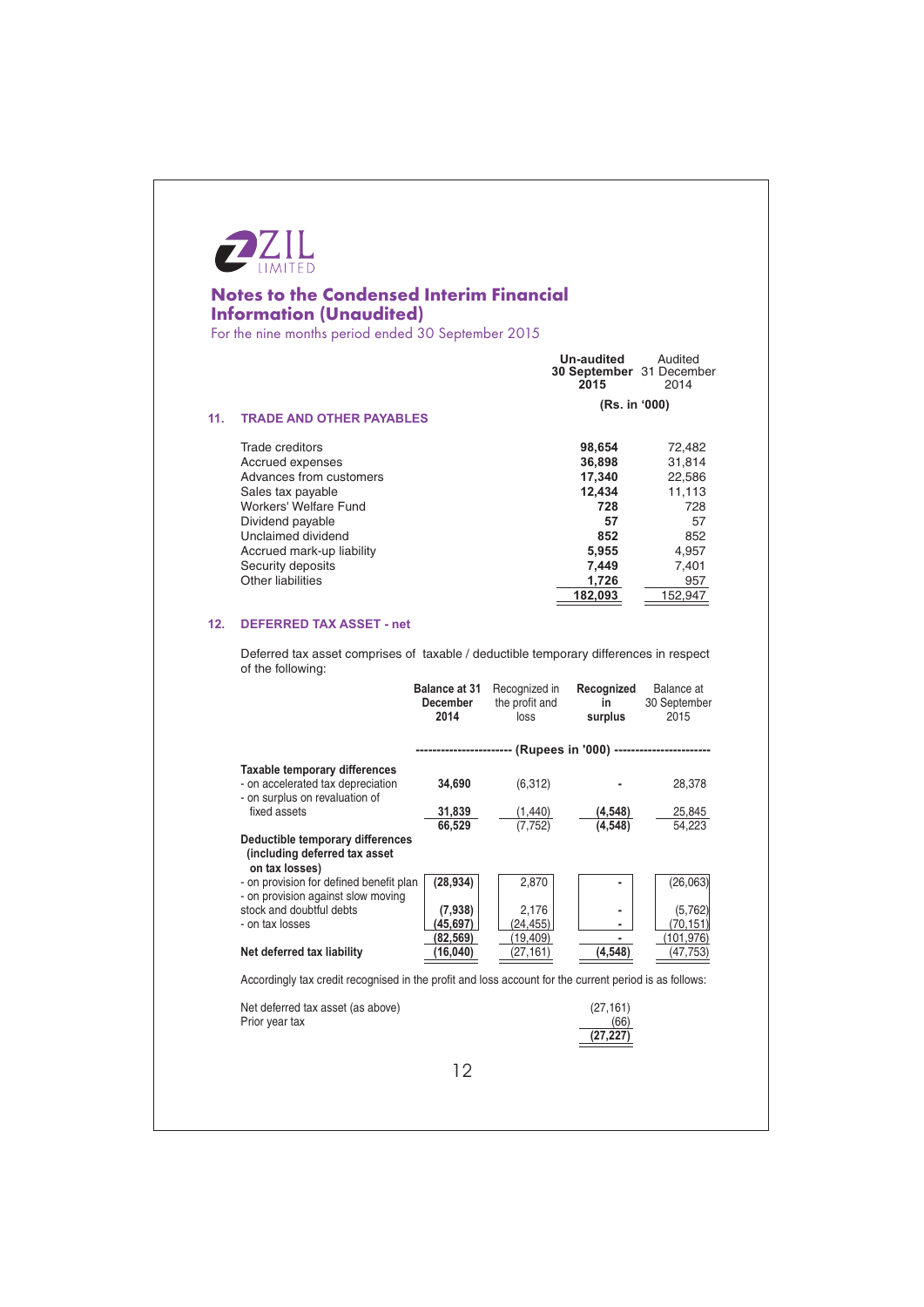ZIL LIMITED

## Notes to the Condensed Interim Financial Information (Unaudited)

For the nine months period ended 30 September 2015

### 11. TRADE AND OTHER PAYABLES

| | Un-audited 30 September 2015 | Audited 31 December 2014 |
|---|---|---|
| | (Rs. in '000) | |
| Trade creditors | **98,654** | 72,482 |
| Accrued expenses | **36,898** | 31,814 |
| Advances from customers | **17,340** | 22,586 |
| Sales tax payable | **12,434** | 11,113 |
| Workers' Welfare Fund | **728** | 728 |
| Dividend payable | **57** | 57 |
| Unclaimed dividend | **852** | 852 |
| Accrued mark-up liability | **5,955** | 4,957 |
| Security deposits | **7,449** | 7,401 |
| Other liabilities | **1,726** | 957 |
| | **182,093** | 152,947 |

### 12. DEFERRED TAX ASSET - net

Deferred tax asset comprises of taxable / deductible temporary differences in respect of the following:

| | Balance at 31 December 2014 | Recognized in the profit and loss | Recognized in surplus | Balance at 30 September 2015 |
|---|---|---|---|---|
| | (Rupees in '000) | | | |
| **Taxable temporary differences** | | | | |
| - on accelerated tax depreciation | **34,690** | (6,312) | - | 28,378 |
| - on surplus on revaluation of fixed assets | **31,839** | (1,440) | **(4,548)** | 25,845 |
| | **66,529** | (7,752) | **(4,548)** | 54,223 |
| **Deductible temporary differences (including deferred tax asset on tax losses)** | | | | |
| - on provision for defined benefit plan | **(28,934)** | 2,870 | - | (26,063) |
| - on provision against slow moving stock and doubtful debts | **(7,938)** | 2,176 | - | (5,762) |
| - on tax losses | **(45,697)** | (24,455) | - | (70,151) |
| | **(82,569)** | (19,409) | - | (101,976) |
| **Net deferred tax liability** | **(16,040)** | (27,161) | **(4,548)** | (47,753) |

Accordingly tax credit recognised in the profit and loss account for the current period is as follows:

| | |
|---|---|
| Net deferred tax asset (as above) | (27,161) |
| Prior year tax | (66) |
| | **(27,227)** |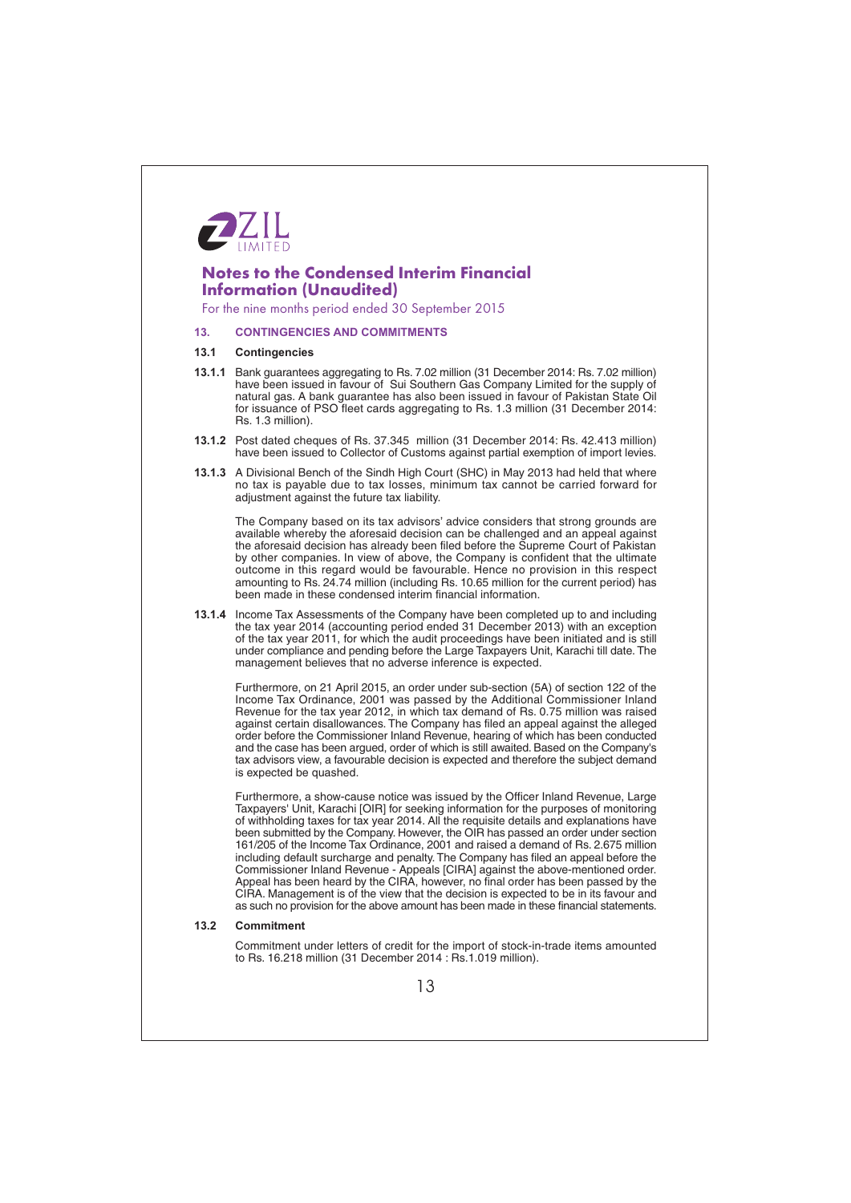# Notes to the Condensed Interim Financial Information (Unaudited)

For the nine months period ended 30 September 2015

## 13. CONTINGENCIES AND COMMITMENTS

### 13.1 Contingencies

**13.1.1** Bank guarantees aggregating to Rs. 7.02 million (31 December 2014: Rs. 7.02 million) have been issued in favour of Sui Southern Gas Company Limited for the supply of natural gas. A bank guarantee has also been issued in favour of Pakistan State Oil for issuance of PSO fleet cards aggregating to Rs. 1.3 million (31 December 2014: Rs. 1.3 million).

**13.1.2** Post dated cheques of Rs. 37.345 million (31 December 2014: Rs. 42.413 million) have been issued to Collector of Customs against partial exemption of import levies.

**13.1.3** A Divisional Bench of the Sindh High Court (SHC) in May 2013 had held that where no tax is payable due to tax losses, minimum tax cannot be carried forward for adjustment against the future tax liability.

The Company based on its tax advisors' advice considers that strong grounds are available whereby the aforesaid decision can be challenged and an appeal against the aforesaid decision has already been filed before the Supreme Court of Pakistan by other companies. In view of above, the Company is confident that the ultimate outcome in this regard would be favourable. Hence no provision in this respect amounting to Rs. 24.74 million (including Rs. 10.65 million for the current period) has been made in these condensed interim financial information.

**13.1.4** Income Tax Assessments of the Company have been completed up to and including the tax year 2014 (accounting period ended 31 December 2013) with an exception of the tax year 2011, for which the audit proceedings have been initiated and is still under compliance and pending before the Large Taxpayers Unit, Karachi till date. The management believes that no adverse inference is expected.

Furthermore, on 21 April 2015, an order under sub-section (5A) of section 122 of the Income Tax Ordinance, 2001 was passed by the Additional Commissioner Inland Revenue for the tax year 2012, in which tax demand of Rs. 0.75 million was raised against certain disallowances. The Company has filed an appeal against the alleged order before the Commissioner Inland Revenue, hearing of which has been conducted and the case has been argued, order of which is still awaited. Based on the Company's tax advisors view, a favourable decision is expected and therefore the subject demand is expected be quashed.

Furthermore, a show-cause notice was issued by the Officer Inland Revenue, Large Taxpayers' Unit, Karachi [OIR] for seeking information for the purposes of monitoring of withholding taxes for tax year 2014. All the requisite details and explanations have been submitted by the Company. However, the OIR has passed an order under section 161/205 of the Income Tax Ordinance, 2001 and raised a demand of Rs. 2.675 million including default surcharge and penalty. The Company has filed an appeal before the Commissioner Inland Revenue - Appeals [CIRA] against the above-mentioned order. Appeal has been heard by the CIRA, however, no final order has been passed by the CIRA. Management is of the view that the decision is expected to be in its favour and as such no provision for the above amount has been made in these financial statements.

### 13.2 Commitment

Commitment under letters of credit for the import of stock-in-trade items amounted to Rs. 16.218 million (31 December 2014 : Rs.1.019 million).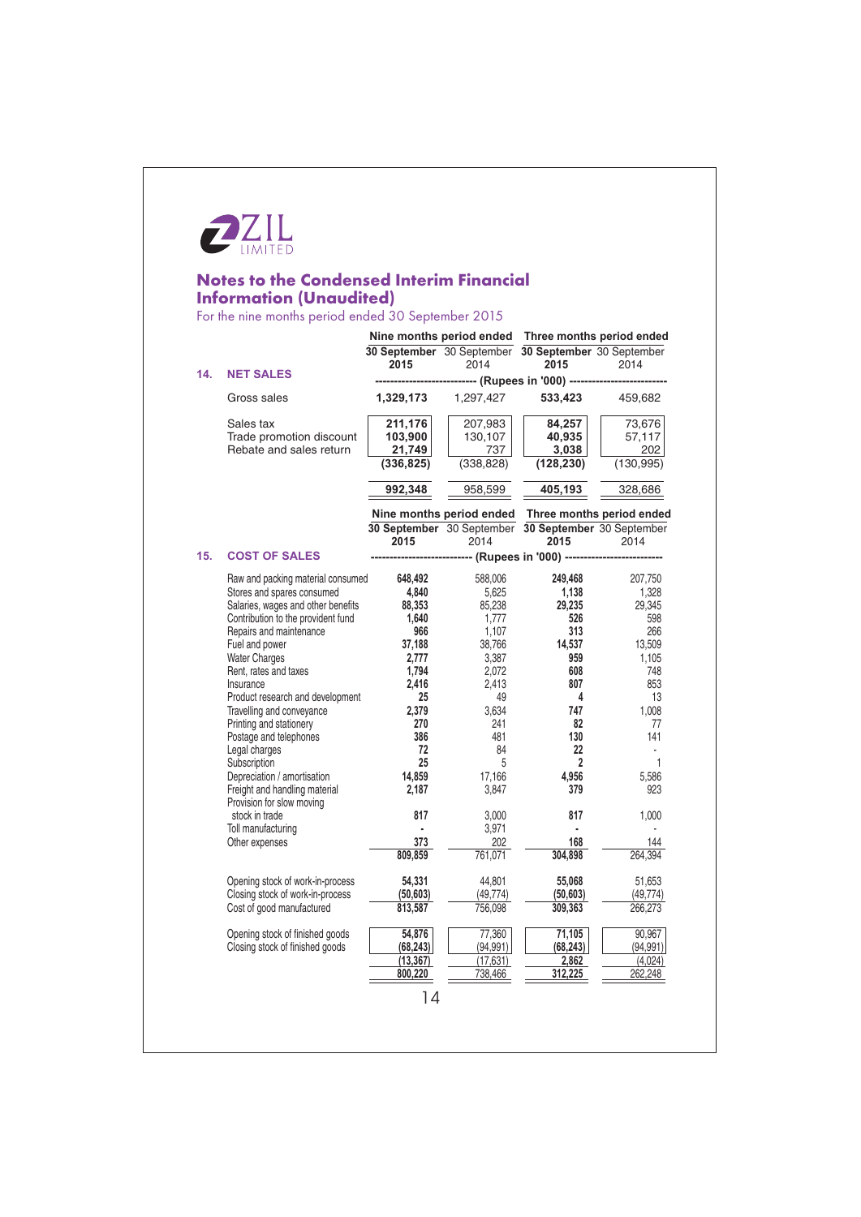ZIL LIMITED

## Notes to the Condensed Interim Financial Information (Unaudited)

For the nine months period ended 30 September 2015

| | | Nine months period ended | | Three months period ended | |
|---|---|---|---|---|---|
| | | **30 September 2015** | 30 September 2014 | **30 September 2015** | 30 September 2014 |
| **14.** | **NET SALES** | ---------- (Rupees in '000) ---------- | | | |
| | Gross sales | **1,329,173** | 1,297,427 | **533,423** | 459,682 |
| | Sales tax | **211,176** | 207,983 | **84,257** | 73,676 |
| | Trade promotion discount | **103,900** | 130,107 | **40,935** | 57,117 |
| | Rebate and sales return | **21,749** | 737 | **3,038** | 202 |
| | | **(336,825)** | (338,828) | **(128,230)** | (130,995) |
| | | **992,348** | 958,599 | **405,193** | 328,686 |

| | | Nine months period ended | | Three months period ended | |
|---|---|---|---|---|---|
| | | **30 September 2015** | 30 September 2014 | **30 September 2015** | 30 September 2014 |
| **15.** | **COST OF SALES** | ---------- (Rupees in '000) ---------- | | | |
| | Raw and packing material consumed | **648,492** | 588,006 | **249,468** | 207,750 |
| | Stores and spares consumed | **4,840** | 5,625 | **1,138** | 1,328 |
| | Salaries, wages and other benefits | **88,353** | 85,238 | **29,235** | 29,345 |
| | Contribution to the provident fund | **1,640** | 1,777 | **526** | 598 |
| | Repairs and maintenance | **966** | 1,107 | **313** | 266 |
| | Fuel and power | **37,188** | 38,766 | **14,537** | 13,509 |
| | Water Charges | **2,777** | 3,387 | **959** | 1,105 |
| | Rent, rates and taxes | **1,794** | 2,072 | **608** | 748 |
| | Insurance | **2,416** | 2,413 | **807** | 853 |
| | Product research and development | **25** | 49 | **4** | 13 |
| | Travelling and conveyance | **2,379** | 3,634 | **747** | 1,008 |
| | Printing and stationery | **270** | 241 | **82** | 77 |
| | Postage and telephones | **386** | 481 | **130** | 141 |
| | Legal charges | **72** | 84 | **22** | - |
| | Subscription | **25** | 5 | **2** | 1 |
| | Depreciation / amortisation | **14,859** | 17,166 | **4,956** | 5,586 |
| | Freight and handling material | **2,187** | 3,847 | **379** | 923 |
| | Provision for slow moving stock in trade | **817** | 3,000 | **817** | 1,000 |
| | Toll manufacturing | **-** | 3,971 | **-** | - |
| | Other expenses | **373** | 202 | **168** | 144 |
| | | **809,859** | 761,071 | **304,898** | 264,394 |
| | Opening stock of work-in-process | **54,331** | 44,801 | **55,068** | 51,653 |
| | Closing stock of work-in-process | **(50,603)** | (49,774) | **(50,603)** | (49,774) |
| | Cost of good manufactured | **813,587** | 756,098 | **309,363** | 266,273 |
| | Opening stock of finished goods | **54,876** | 77,360 | **71,105** | 90,967 |
| | Closing stock of finished goods | **(68,243)** | (94,991) | **(68,243)** | (94,991) |
| | | **(13,367)** | (17,631) | **2,862** | (4,024) |
| | | **800,220** | 738,466 | **312,225** | 262,248 |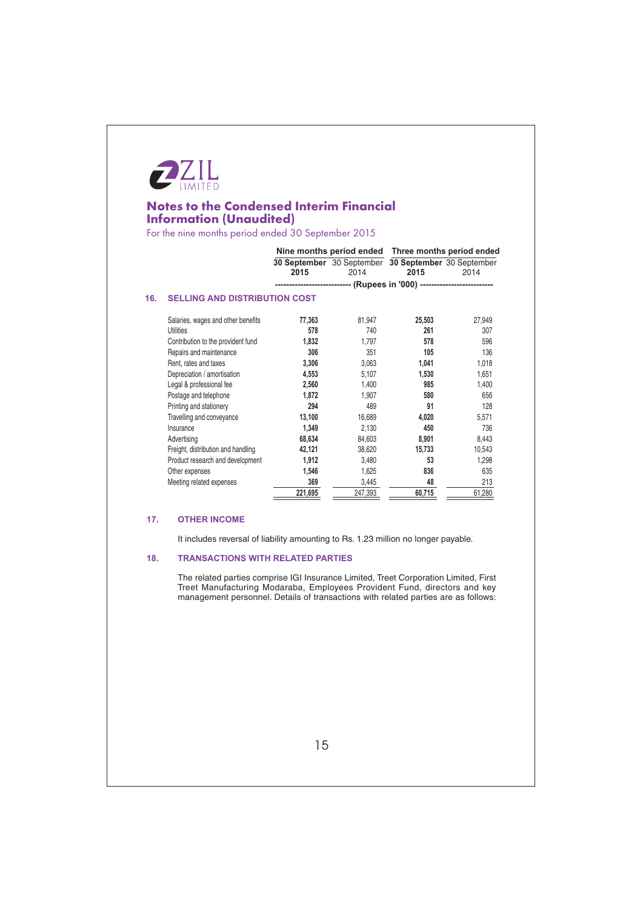ZIL LIMITED

## Notes to the Condensed Interim Financial Information (Unaudited)

For the nine months period ended 30 September 2015

| | Nine months period ended | | Three months period ended | |
|---|---|---|---|---|
| | **30 September 2015** | 30 September 2014 | **30 September 2015** | 30 September 2014 |
| | (Rupees in '000) | | | |
| **16. SELLING AND DISTRIBUTION COST** | | | | |
| Salaries, wages and other benefits | **77,363** | 81,947 | **25,503** | 27,949 |
| Utilities | **578** | 740 | **261** | 307 |
| Contribution to the provident fund | **1,832** | 1,797 | **578** | 596 |
| Repairs and maintenance | **306** | 351 | **105** | 136 |
| Rent, rates and taxes | **3,306** | 3,063 | **1,041** | 1,018 |
| Depreciation / amortisation | **4,553** | 5,107 | **1,530** | 1,651 |
| Legal & professional fee | **2,560** | 1,400 | **985** | 1,400 |
| Postage and telephone | **1,872** | 1,907 | **580** | 656 |
| Printing and stationery | **294** | 489 | **91** | 128 |
| Travelling and conveyance | **13,100** | 16,689 | **4,020** | 5,571 |
| Insurance | **1,349** | 2,130 | **450** | 736 |
| Advertising | **68,634** | 84,603 | **8,901** | 8,443 |
| Freight, distribution and handling | **42,121** | 38,620 | **15,733** | 10,543 |
| Product research and development | **1,912** | 3,480 | **53** | 1,298 |
| Other expenses | **1,546** | 1,625 | **836** | 635 |
| Meeting related expenses | **369** | 3,445 | **48** | 213 |
| | **221,695** | 247,393 | **60,715** | 61,280 |

### 17. OTHER INCOME

It includes reversal of liability amounting to Rs. 1.23 million no longer payable.

### 18. TRANSACTIONS WITH RELATED PARTIES

The related parties comprise IGI Insurance Limited, Treet Corporation Limited, First Treet Manufacturing Modaraba, Employees Provident Fund, directors and key management personnel. Details of transactions with related parties are as follows: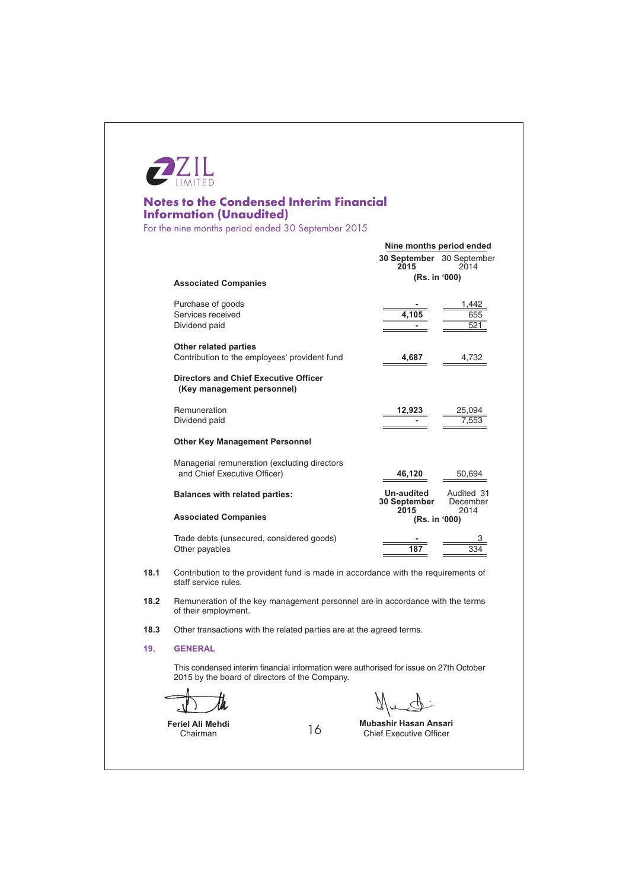ZIL LIMITED

## Notes to the Condensed Interim Financial Information (Unaudited)

For the nine months period ended 30 September 2015

| | Nine months period ended | |
|---|---|---|
| | **30 September 2015** | 30 September 2014 |
| | (Rs. in '000) | |
| **Associated Companies** | | |
| Purchase of goods | **-** | 1,442 |
| Services received | **4,105** | 655 |
| Dividend paid | **-** | 521 |
| **Other related parties** | | |
| Contribution to the employees' provident fund | **4,687** | 4,732 |
| **Directors and Chief Executive Officer (Key management personnel)** | | |
| Remuneration | **12,923** | 25,094 |
| Dividend paid | **-** | 7,553 |
| **Other Key Management Personnel** | | |
| Managerial remuneration (excluding directors and Chief Executive Officer) | **46,120** | 50,694 |

| **Balances with related parties:** | **Un-audited 30 September 2015** | Audited 31 December 2014 |
|---|---|---|
| | (Rs. in '000) | |
| **Associated Companies** | | |
| Trade debts (unsecured, considered goods) | **-** | 3 |
| Other payables | **187** | 334 |

**18.1** Contribution to the provident fund is made in accordance with the requirements of staff service rules.

**18.2** Remuneration of the key management personnel are in accordance with the terms of their employment.

**18.3** Other transactions with the related parties are at the agreed terms.

## 19. GENERAL

This condensed interim financial information were authorised for issue on 27th October 2015 by the board of directors of the Company.

**Feriel Ali Mehdi**
Chairman

**Mubashir Hasan Ansari**
Chief Executive Officer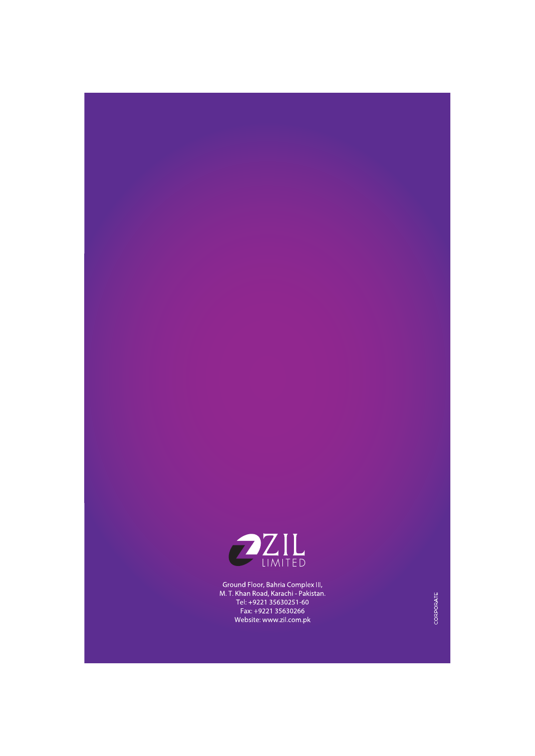ZIL LIMITED

Ground Floor, Bahria Complex III,
M. T. Khan Road, Karachi - Pakistan.
Tel: +9221 35630251-60
Fax: +9221 35630266
Website: www.zil.com.pk

CORPORATE